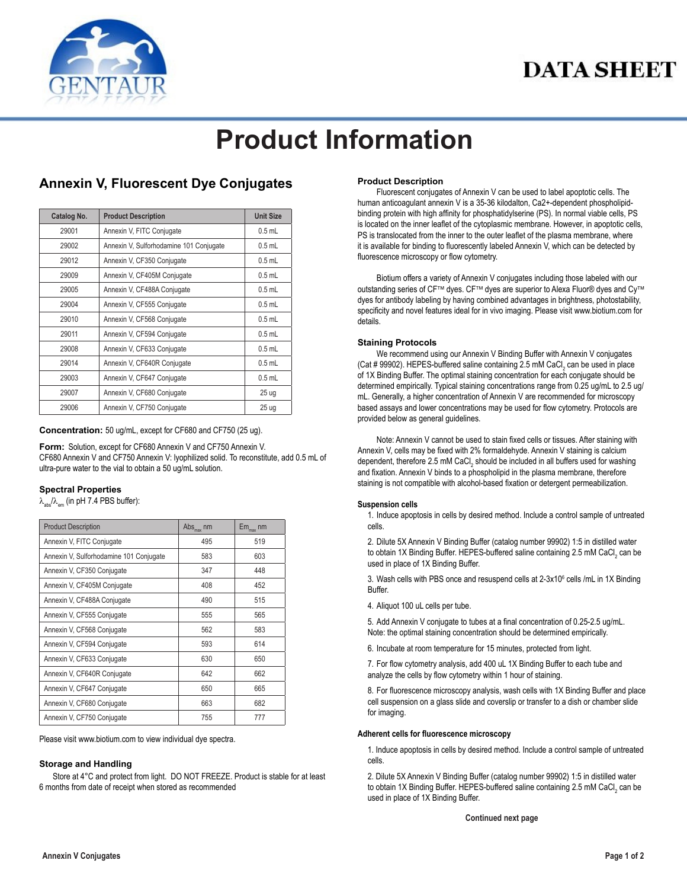# DATA SHEET

# Product Information

## Annexin V, Fluorescent Dye Conjugates

| Catalog No. | Product Description | Unit Size |
|---|---|---|
| 29001 | Annexin V, FITC Conjugate | 0.5 mL |
| 29002 | Annexin V, Sulforhodamine 101 Conjugate | 0.5 mL |
| 29012 | Annexin V, CF350 Conjugate | 0.5 mL |
| 29009 | Annexin V, CF405M Conjugate | 0.5 mL |
| 29005 | Annexin V, CF488A Conjugate | 0.5 mL |
| 29004 | Annexin V, CF555 Conjugate | 0.5 mL |
| 29010 | Annexin V, CF568 Conjugate | 0.5 mL |
| 29011 | Annexin V, CF594 Conjugate | 0.5 mL |
| 29008 | Annexin V, CF633 Conjugate | 0.5 mL |
| 29014 | Annexin V, CF640R Conjugate | 0.5 mL |
| 29003 | Annexin V, CF647 Conjugate | 0.5 mL |
| 29007 | Annexin V, CF680 Conjugate | 25 ug |
| 29006 | Annexin V, CF750 Conjugate | 25 ug |

**Concentration:** 50 ug/mL, except for CF680 and CF750 (25 ug).

**Form:** Solution, except for CF680 Annexin V and CF750 Annexin V.
CF680 Annexin V and CF750 Annexin V: lyophilized solid. To reconstitute, add 0.5 mL of ultra-pure water to the vial to obtain a 50 ug/mL solution.

### Spectral Properties

$\lambda_{abs}/\lambda_{em}$ (in pH 7.4 PBS buffer):

| Product Description | $Abs_{max}$ nm | $Em_{max}$ nm |
|---|---|---|
| Annexin V, FITC Conjugate | 495 | 519 |
| Annexin V, Sulforhodamine 101 Conjugate | 583 | 603 |
| Annexin V, CF350 Conjugate | 347 | 448 |
| Annexin V, CF405M Conjugate | 408 | 452 |
| Annexin V, CF488A Conjugate | 490 | 515 |
| Annexin V, CF555 Conjugate | 555 | 565 |
| Annexin V, CF568 Conjugate | 562 | 583 |
| Annexin V, CF594 Conjugate | 593 | 614 |
| Annexin V, CF633 Conjugate | 630 | 650 |
| Annexin V, CF640R Conjugate | 642 | 662 |
| Annexin V, CF647 Conjugate | 650 | 665 |
| Annexin V, CF680 Conjugate | 663 | 682 |
| Annexin V, CF750 Conjugate | 755 | 777 |

Please visit www.biotium.com to view individual dye spectra.

### Storage and Handling

Store at 4°C and protect from light. DO NOT FREEZE. Product is stable for at least 6 months from date of receipt when stored as recommended

### Product Description

Fluorescent conjugates of Annexin V can be used to label apoptotic cells. The human anticoagulant annexin V is a 35-36 kilodalton, Ca2+-dependent phospholipid-binding protein with high affinity for phosphatidylserine (PS). In normal viable cells, PS is located on the inner leaflet of the cytoplasmic membrane. However, in apoptotic cells, PS is translocated from the inner to the outer leaflet of the plasma membrane, where it is available for binding to fluorescently labeled Annexin V, which can be detected by fluorescence microscopy or flow cytometry.

Biotium offers a variety of Annexin V conjugates including those labeled with our outstanding series of CF™ dyes. CF™ dyes are superior to Alexa Fluor® dyes and Cy™ dyes for antibody labeling by having combined advantages in brightness, photostability, specificity and novel features ideal for in vivo imaging. Please visit www.biotium.com for details.

### Staining Protocols

We recommend using our Annexin V Binding Buffer with Annexin V conjugates (Cat # 99902). HEPES-buffered saline containing 2.5 mM $CaCl_2$ can be used in place of 1X Binding Buffer. The optimal staining concentration for each conjugate should be determined empirically. Typical staining concentrations range from 0.25 ug/mL to 2.5 ug/mL. Generally, a higher concentration of Annexin V are recommended for microscopy based assays and lower concentrations may be used for flow cytometry. Protocols are provided below as general guidelines.

Note: Annexin V cannot be used to stain fixed cells or tissues. After staining with Annexin V, cells may be fixed with 2% formaldehyde. Annexin V staining is calcium dependent, therefore 2.5 mM $CaCl_2$ should be included in all buffers used for washing and fixation. Annexin V binds to a phospholipid in the plasma membrane, therefore staining is not compatible with alcohol-based fixation or detergent permeabilization.

#### Suspension cells

1. Induce apoptosis in cells by desired method. Include a control sample of untreated cells.
2. Dilute 5X Annexin V Binding Buffer (catalog number 99902) 1:5 in distilled water to obtain 1X Binding Buffer. HEPES-buffered saline containing 2.5 mM $CaCl_2$ can be used in place of 1X Binding Buffer.
3. Wash cells with PBS once and resuspend cells at 2-3x$10^6$ cells /mL in 1X Binding Buffer.
4. Aliquot 100 uL cells per tube.
5. Add Annexin V conjugate to tubes at a final concentration of 0.25-2.5 ug/mL. Note: the optimal staining concentration should be determined empirically.
6. Incubate at room temperature for 15 minutes, protected from light.
7. For flow cytometry analysis, add 400 uL 1X Binding Buffer to each tube and analyze the cells by flow cytometry within 1 hour of staining.
8. For fluorescence microscopy analysis, wash cells with 1X Binding Buffer and place cell suspension on a glass slide and coverslip or transfer to a dish or chamber slide for imaging.

#### Adherent cells for fluorescence microscopy

1. Induce apoptosis in cells by desired method. Include a control sample of untreated cells.
2. Dilute 5X Annexin V Binding Buffer (catalog number 99902) 1:5 in distilled water to obtain 1X Binding Buffer. HEPES-buffered saline containing 2.5 mM $CaCl_2$ can be used in place of 1X Binding Buffer.

**Continued next page**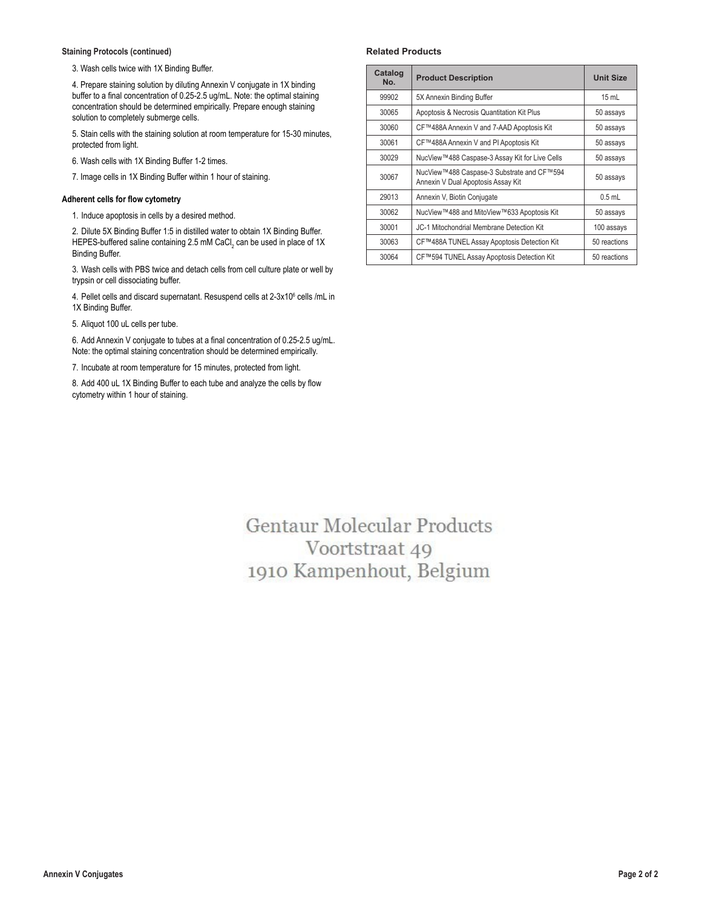**Staining Protocols (continued)**

3. Wash cells twice with 1X Binding Buffer.

4. Prepare staining solution by diluting Annexin V conjugate in 1X binding buffer to a final concentration of 0.25-2.5 ug/mL. Note: the optimal staining concentration should be determined empirically. Prepare enough staining solution to completely submerge cells.

5. Stain cells with the staining solution at room temperature for 15-30 minutes, protected from light.

6. Wash cells with 1X Binding Buffer 1-2 times.

7. Image cells in 1X Binding Buffer within 1 hour of staining.

**Adherent cells for flow cytometry**

1. Induce apoptosis in cells by a desired method.

2. Dilute 5X Binding Buffer 1:5 in distilled water to obtain 1X Binding Buffer. HEPES-buffered saline containing 2.5 mM $CaCl_2$ can be used in place of 1X Binding Buffer.

3. Wash cells with PBS twice and detach cells from cell culture plate or well by trypsin or cell dissociating buffer.

4. Pellet cells and discard supernatant. Resuspend cells at 2-3x$10^6$ cells /mL in 1X Binding Buffer.

5. Aliquot 100 uL cells per tube.

6. Add Annexin V conjugate to tubes at a final concentration of 0.25-2.5 ug/mL. Note: the optimal staining concentration should be determined empirically.

7. Incubate at room temperature for 15 minutes, protected from light.

8. Add 400 uL 1X Binding Buffer to each tube and analyze the cells by flow cytometry within 1 hour of staining.

**Related Products**

| Catalog No. | Product Description | Unit Size |
|---|---|---|
| 99902 | 5X Annexin Binding Buffer | 15 mL |
| 30065 | Apoptosis & Necrosis Quantitation Kit Plus | 50 assays |
| 30060 | CF™488A Annexin V and 7-AAD Apoptosis Kit | 50 assays |
| 30061 | CF™488A Annexin V and PI Apoptosis Kit | 50 assays |
| 30029 | NucView™488 Caspase-3 Assay Kit for Live Cells | 50 assays |
| 30067 | NucView™488 Caspase-3 Substrate and CF™594 Annexin V Dual Apoptosis Assay Kit | 50 assays |
| 29013 | Annexin V, Biotin Conjugate | 0.5 mL |
| 30062 | NucView™488 and MitoView™633 Apoptosis Kit | 50 assays |
| 30001 | JC-1 Mitochondrial Membrane Detection Kit | 100 assays |
| 30063 | CF™488A TUNEL Assay Apoptosis Detection Kit | 50 reactions |
| 30064 | CF™594 TUNEL Assay Apoptosis Detection Kit | 50 reactions |

Gentaur Molecular Products
Voortstraat 49
1910 Kampenhout, Belgium